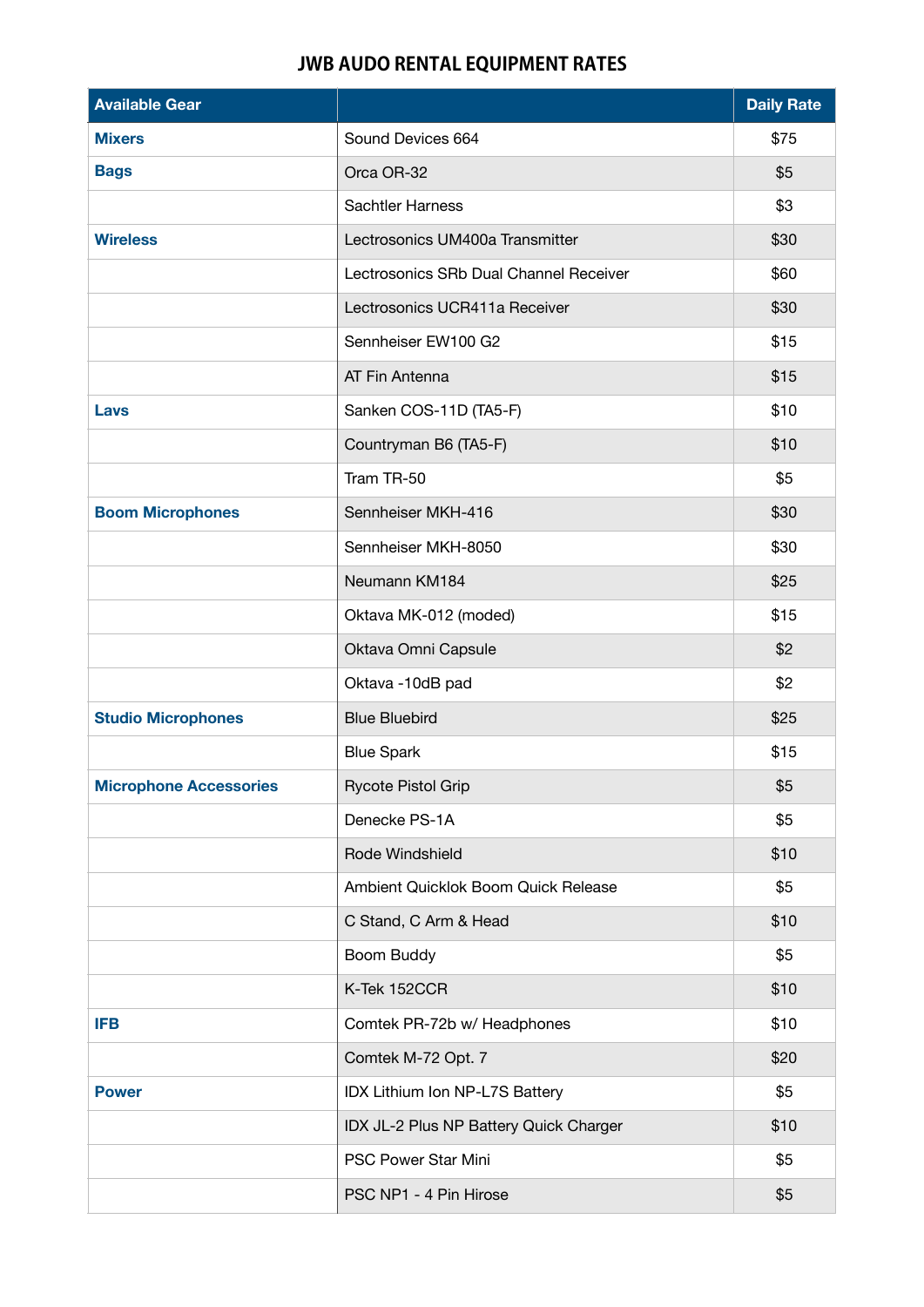# JWB AUDO RENTAL EQUIPMENT RATES

| Available Gear | | Daily Rate |
|---|---|---|
| Mixers | Sound Devices 664 | $75 |
| Bags | Orca OR-32 | $5 |
| | Sachtler Harness | $3 |
| Wireless | Lectrosonics UM400a Transmitter | $30 |
| | Lectrosonics SRb Dual Channel Receiver | $60 |
| | Lectrosonics UCR411a Receiver | $30 |
| | Sennheiser EW100 G2 | $15 |
| | AT Fin Antenna | $15 |
| Lavs | Sanken COS-11D (TA5-F) | $10 |
| | Countryman B6 (TA5-F) | $10 |
| | Tram TR-50 | $5 |
| Boom Microphones | Sennheiser MKH-416 | $30 |
| | Sennheiser MKH-8050 | $30 |
| | Neumann KM184 | $25 |
| | Oktava MK-012 (moded) | $15 |
| | Oktava Omni Capsule | $2 |
| | Oktava -10dB pad | $2 |
| Studio Microphones | Blue Bluebird | $25 |
| | Blue Spark | $15 |
| Microphone Accessories | Rycote Pistol Grip | $5 |
| | Denecke PS-1A | $5 |
| | Rode Windshield | $10 |
| | Ambient Quicklok Boom Quick Release | $5 |
| | C Stand, C Arm & Head | $10 |
| | Boom Buddy | $5 |
| | K-Tek 152CCR | $10 |
| IFB | Comtek PR-72b w/ Headphones | $10 |
| | Comtek M-72 Opt. 7 | $20 |
| Power | IDX Lithium Ion NP-L7S Battery | $5 |
| | IDX JL-2 Plus NP Battery Quick Charger | $10 |
| | PSC Power Star Mini | $5 |
| | PSC NP1 - 4 Pin Hirose | $5 |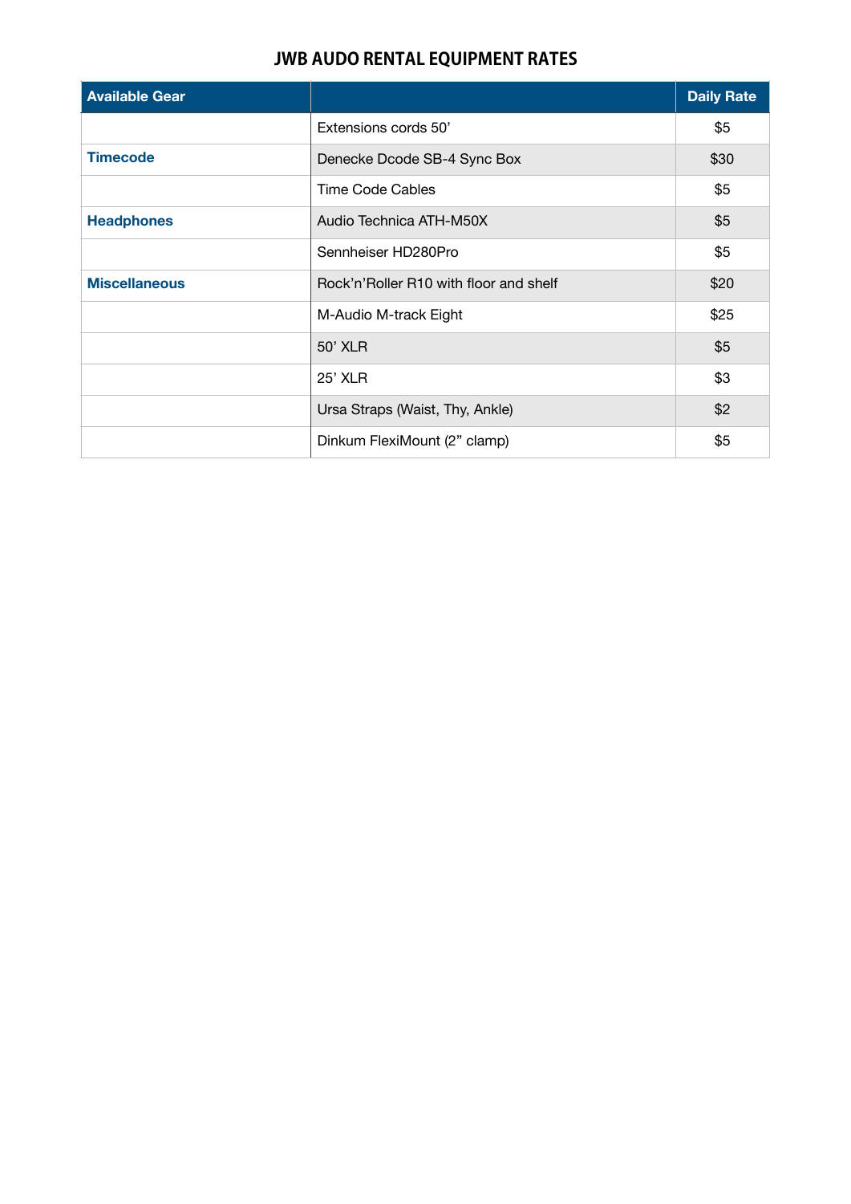## JWB AUDO RENTAL EQUIPMENT RATES

| Available Gear | | Daily Rate |
|---|---|---|
| | Extensions cords 50’ | $5 |
| **Timecode** | Denecke Dcode SB-4 Sync Box | $30 |
| | Time Code Cables | $5 |
| **Headphones** | Audio Technica ATH-M50X | $5 |
| | Sennheiser HD280Pro | $5 |
| **Miscellaneous** | Rock’n’Roller R10 with floor and shelf | $20 |
| | M-Audio M-track Eight | $25 |
| | 50’ XLR | $5 |
| | 25’ XLR | $3 |
| | Ursa Straps (Waist, Thy, Ankle) | $2 |
| | Dinkum FlexiMount (2” clamp) | $5 |